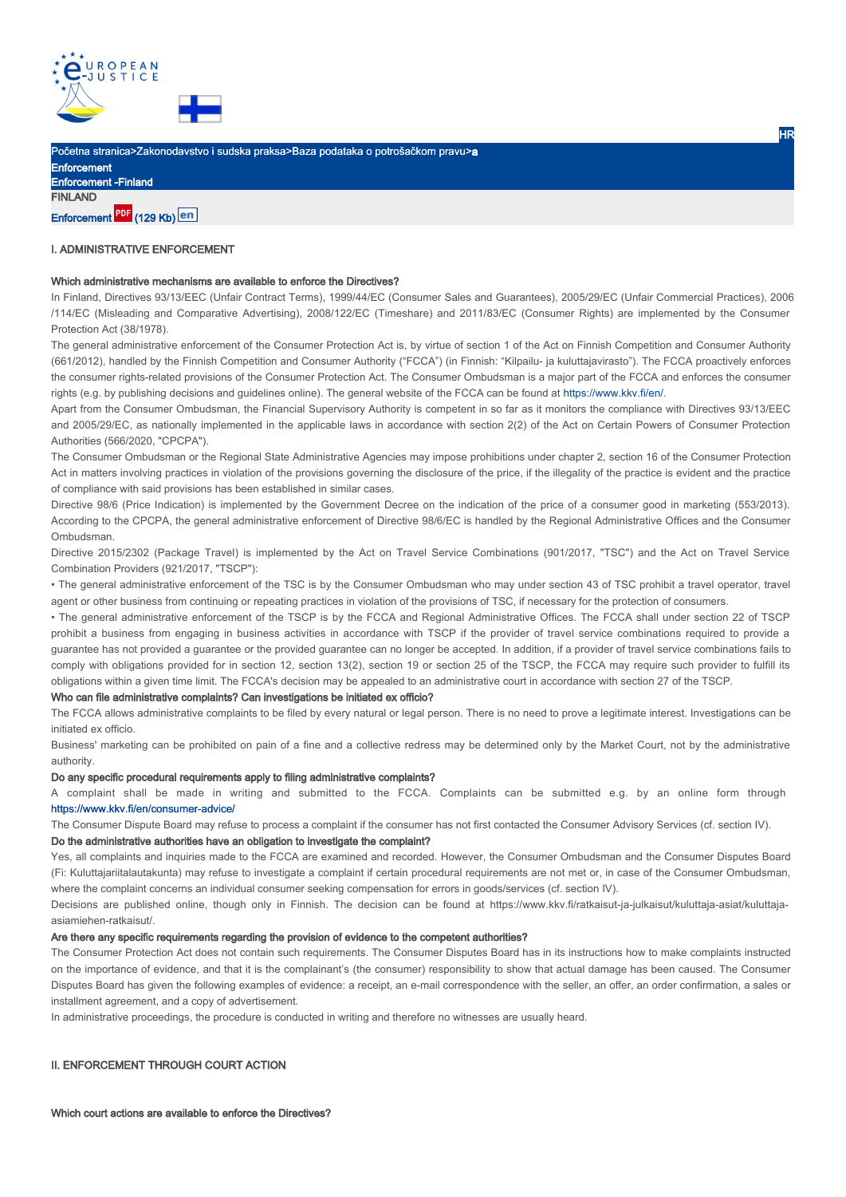Početna stranica>Zakonodavstvo i sudska praksa>Baza podataka o potrošačkom pravu>a

Enforcement

Enforcement -Finland

FINLAND

Enforcement (129 Kb) en

## I. ADMINISTRATIVE ENFORCEMENT

### Which administrative mechanisms are available to enforce the Directives?

In Finland, Directives 93/13/EEC (Unfair Contract Terms), 1999/44/EC (Consumer Sales and Guarantees), 2005/29/EC (Unfair Commercial Practices), 2006/114/EC (Misleading and Comparative Advertising), 2008/122/EC (Timeshare) and 2011/83/EC (Consumer Rights) are implemented by the Consumer Protection Act (38/1978).

The general administrative enforcement of the Consumer Protection Act is, by virtue of section 1 of the Act on Finnish Competition and Consumer Authority (661/2012), handled by the Finnish Competition and Consumer Authority ("FCCA") (in Finnish: "Kilpailu- ja kuluttajavirasto"). The FCCA proactively enforces the consumer rights-related provisions of the Consumer Protection Act. The Consumer Ombudsman is a major part of the FCCA and enforces the consumer rights (e.g. by publishing decisions and guidelines online). The general website of the FCCA can be found at https://www.kkv.fi/en/.

Apart from the Consumer Ombudsman, the Financial Supervisory Authority is competent in so far as it monitors the compliance with Directives 93/13/EEC and 2005/29/EC, as nationally implemented in the applicable laws in accordance with section 2(2) of the Act on Certain Powers of Consumer Protection Authorities (566/2020, "CPCPA").

The Consumer Ombudsman or the Regional State Administrative Agencies may impose prohibitions under chapter 2, section 16 of the Consumer Protection Act in matters involving practices in violation of the provisions governing the disclosure of the price, if the illegality of the practice is evident and the practice of compliance with said provisions has been established in similar cases.

Directive 98/6 (Price Indication) is implemented by the Government Decree on the indication of the price of a consumer good in marketing (553/2013). According to the CPCPA, the general administrative enforcement of Directive 98/6/EC is handled by the Regional Administrative Offices and the Consumer Ombudsman.

Directive 2015/2302 (Package Travel) is implemented by the Act on Travel Service Combinations (901/2017, "TSC") and the Act on Travel Service Combination Providers (921/2017, "TSCP"):

- The general administrative enforcement of the TSC is by the Consumer Ombudsman who may under section 43 of TSC prohibit a travel operator, travel agent or other business from continuing or repeating practices in violation of the provisions of TSC, if necessary for the protection of consumers.
- The general administrative enforcement of the TSCP is by the FCCA and Regional Administrative Offices. The FCCA shall under section 22 of TSCP prohibit a business from engaging in business activities in accordance with TSCP if the provider of travel service combinations required to provide a guarantee has not provided a guarantee or the provided guarantee can no longer be accepted. In addition, if a provider of travel service combinations fails to comply with obligations provided for in section 12, section 13(2), section 19 or section 25 of the TSCP, the FCCA may require such provider to fulfill its obligations within a given time limit. The FCCA's decision may be appealed to an administrative court in accordance with section 27 of the TSCP.

### Who can file administrative complaints? Can investigations be initiated ex officio?

The FCCA allows administrative complaints to be filed by every natural or legal person. There is no need to prove a legitimate interest. Investigations can be initiated ex officio.

Business' marketing can be prohibited on pain of a fine and a collective redress may be determined only by the Market Court, not by the administrative authority.

### Do any specific procedural requirements apply to filing administrative complaints?

A complaint shall be made in writing and submitted to the FCCA. Complaints can be submitted e.g. by an online form through https://www.kkv.fi/en/consumer-advice/

The Consumer Dispute Board may refuse to process a complaint if the consumer has not first contacted the Consumer Advisory Services (cf. section IV).

### Do the administrative authorities have an obligation to investigate the complaint?

Yes, all complaints and inquiries made to the FCCA are examined and recorded. However, the Consumer Ombudsman and the Consumer Disputes Board (Fi: Kuluttajariitalautakunta) may refuse to investigate a complaint if certain procedural requirements are not met or, in case of the Consumer Ombudsman, where the complaint concerns an individual consumer seeking compensation for errors in goods/services (cf. section IV).

Decisions are published online, though only in Finnish. The decision can be found at https://www.kkv.fi/ratkaisut-ja-julkaisut/kuluttaja-asiat/kuluttaja-asiamiehen-ratkaisut/.

### Are there any specific requirements regarding the provision of evidence to the competent authorities?

The Consumer Protection Act does not contain such requirements. The Consumer Disputes Board has in its instructions how to make complaints instructed on the importance of evidence, and that it is the complainant's (the consumer) responsibility to show that actual damage has been caused. The Consumer Disputes Board has given the following examples of evidence: a receipt, an e-mail correspondence with the seller, an offer, an order confirmation, a sales or installment agreement, and a copy of advertisement.

In administrative proceedings, the procedure is conducted in writing and therefore no witnesses are usually heard.

## II. ENFORCEMENT THROUGH COURT ACTION

### Which court actions are available to enforce the Directives?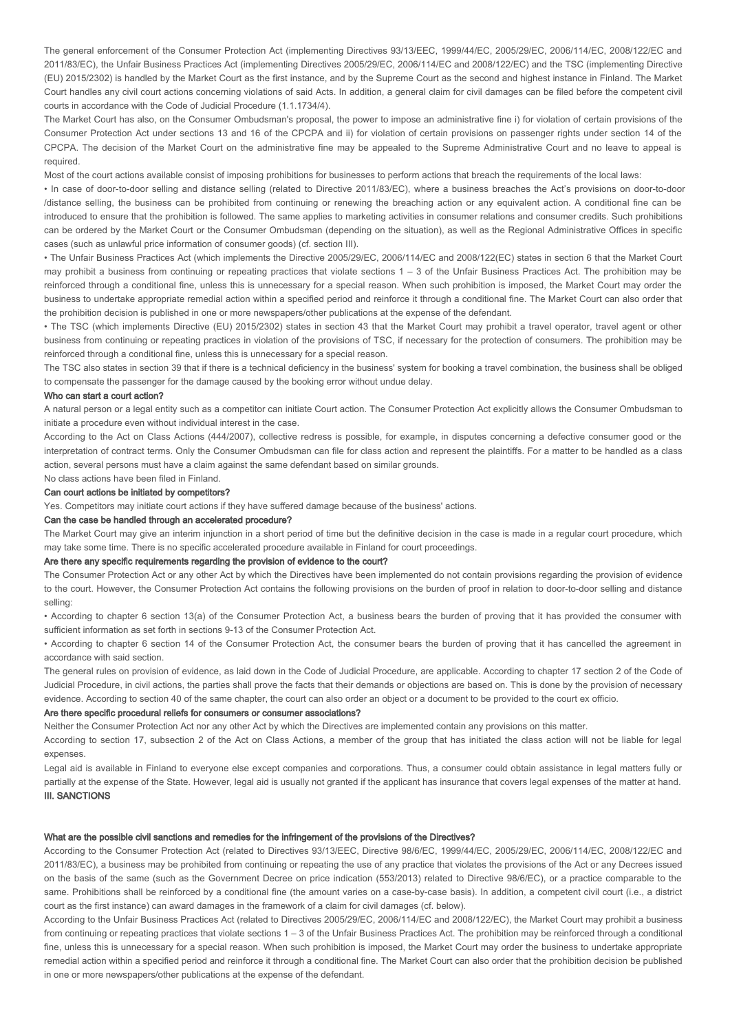The general enforcement of the Consumer Protection Act (implementing Directives 93/13/EEC, 1999/44/EC, 2005/29/EC, 2006/114/EC, 2008/122/EC and 2011/83/EC), the Unfair Business Practices Act (implementing Directives 2005/29/EC, 2006/114/EC and 2008/122/EC) and the TSC (implementing Directive (EU) 2015/2302) is handled by the Market Court as the first instance, and by the Supreme Court as the second and highest instance in Finland. The Market Court handles any civil court actions concerning violations of said Acts. In addition, a general claim for civil damages can be filed before the competent civil courts in accordance with the Code of Judicial Procedure (1.1.1734/4).

The Market Court has also, on the Consumer Ombudsman's proposal, the power to impose an administrative fine i) for violation of certain provisions of the Consumer Protection Act under sections 13 and 16 of the CPCPA and ii) for violation of certain provisions on passenger rights under section 14 of the CPCPA. The decision of the Market Court on the administrative fine may be appealed to the Supreme Administrative Court and no leave to appeal is required.

Most of the court actions available consist of imposing prohibitions for businesses to perform actions that breach the requirements of the local laws:

- In case of door-to-door selling and distance selling (related to Directive 2011/83/EC), where a business breaches the Act's provisions on door-to-door /distance selling, the business can be prohibited from continuing or renewing the breaching action or any equivalent action. A conditional fine can be introduced to ensure that the prohibition is followed. The same applies to marketing activities in consumer relations and consumer credits. Such prohibitions can be ordered by the Market Court or the Consumer Ombudsman (depending on the situation), as well as the Regional Administrative Offices in specific cases (such as unlawful price information of consumer goods) (cf. section III).
- The Unfair Business Practices Act (which implements the Directive 2005/29/EC, 2006/114/EC and 2008/122(EC) states in section 6 that the Market Court may prohibit a business from continuing or repeating practices that violate sections 1 – 3 of the Unfair Business Practices Act. The prohibition may be reinforced through a conditional fine, unless this is unnecessary for a special reason. When such prohibition is imposed, the Market Court may order the business to undertake appropriate remedial action within a specified period and reinforce it through a conditional fine. The Market Court can also order that the prohibition decision is published in one or more newspapers/other publications at the expense of the defendant.
- The TSC (which implements Directive (EU) 2015/2302) states in section 43 that the Market Court may prohibit a travel operator, travel agent or other business from continuing or repeating practices in violation of the provisions of TSC, if necessary for the protection of consumers. The prohibition may be reinforced through a conditional fine, unless this is unnecessary for a special reason.

The TSC also states in section 39 that if there is a technical deficiency in the business' system for booking a travel combination, the business shall be obliged to compensate the passenger for the damage caused by the booking error without undue delay.

#### Who can start a court action?

A natural person or a legal entity such as a competitor can initiate Court action. The Consumer Protection Act explicitly allows the Consumer Ombudsman to initiate a procedure even without individual interest in the case.

According to the Act on Class Actions (444/2007), collective redress is possible, for example, in disputes concerning a defective consumer good or the interpretation of contract terms. Only the Consumer Ombudsman can file for class action and represent the plaintiffs. For a matter to be handled as a class action, several persons must have a claim against the same defendant based on similar grounds.

No class actions have been filed in Finland.

#### Can court actions be initiated by competitors?

Yes. Competitors may initiate court actions if they have suffered damage because of the business' actions.

#### Can the case be handled through an accelerated procedure?

The Market Court may give an interim injunction in a short period of time but the definitive decision in the case is made in a regular court procedure, which may take some time. There is no specific accelerated procedure available in Finland for court proceedings.

#### Are there any specific requirements regarding the provision of evidence to the court?

The Consumer Protection Act or any other Act by which the Directives have been implemented do not contain provisions regarding the provision of evidence to the court. However, the Consumer Protection Act contains the following provisions on the burden of proof in relation to door-to-door selling and distance selling:

- According to chapter 6 section 13(a) of the Consumer Protection Act, a business bears the burden of proving that it has provided the consumer with sufficient information as set forth in sections 9-13 of the Consumer Protection Act.
- According to chapter 6 section 14 of the Consumer Protection Act, the consumer bears the burden of proving that it has cancelled the agreement in accordance with said section.

The general rules on provision of evidence, as laid down in the Code of Judicial Procedure, are applicable. According to chapter 17 section 2 of the Code of Judicial Procedure, in civil actions, the parties shall prove the facts that their demands or objections are based on. This is done by the provision of necessary evidence. According to section 40 of the same chapter, the court can also order an object or a document to be provided to the court ex officio.

#### Are there specific procedural reliefs for consumers or consumer associations?

Neither the Consumer Protection Act nor any other Act by which the Directives are implemented contain any provisions on this matter.

According to section 17, subsection 2 of the Act on Class Actions, a member of the group that has initiated the class action will not be liable for legal expenses.

Legal aid is available in Finland to everyone else except companies and corporations. Thus, a consumer could obtain assistance in legal matters fully or partially at the expense of the State. However, legal aid is usually not granted if the applicant has insurance that covers legal expenses of the matter at hand.

### III. SANCTIONS

#### What are the possible civil sanctions and remedies for the infringement of the provisions of the Directives?

According to the Consumer Protection Act (related to Directives 93/13/EEC, Directive 98/6/EC, 1999/44/EC, 2005/29/EC, 2006/114/EC, 2008/122/EC and 2011/83/EC), a business may be prohibited from continuing or repeating the use of any practice that violates the provisions of the Act or any Decrees issued on the basis of the same (such as the Government Decree on price indication (553/2013) related to Directive 98/6/EC), or a practice comparable to the same. Prohibitions shall be reinforced by a conditional fine (the amount varies on a case-by-case basis). In addition, a competent civil court (i.e., a district court as the first instance) can award damages in the framework of a claim for civil damages (cf. below).

According to the Unfair Business Practices Act (related to Directives 2005/29/EC, 2006/114/EC and 2008/122/EC), the Market Court may prohibit a business from continuing or repeating practices that violate sections 1 – 3 of the Unfair Business Practices Act. The prohibition may be reinforced through a conditional fine, unless this is unnecessary for a special reason. When such prohibition is imposed, the Market Court may order the business to undertake appropriate remedial action within a specified period and reinforce it through a conditional fine. The Market Court can also order that the prohibition decision be published in one or more newspapers/other publications at the expense of the defendant.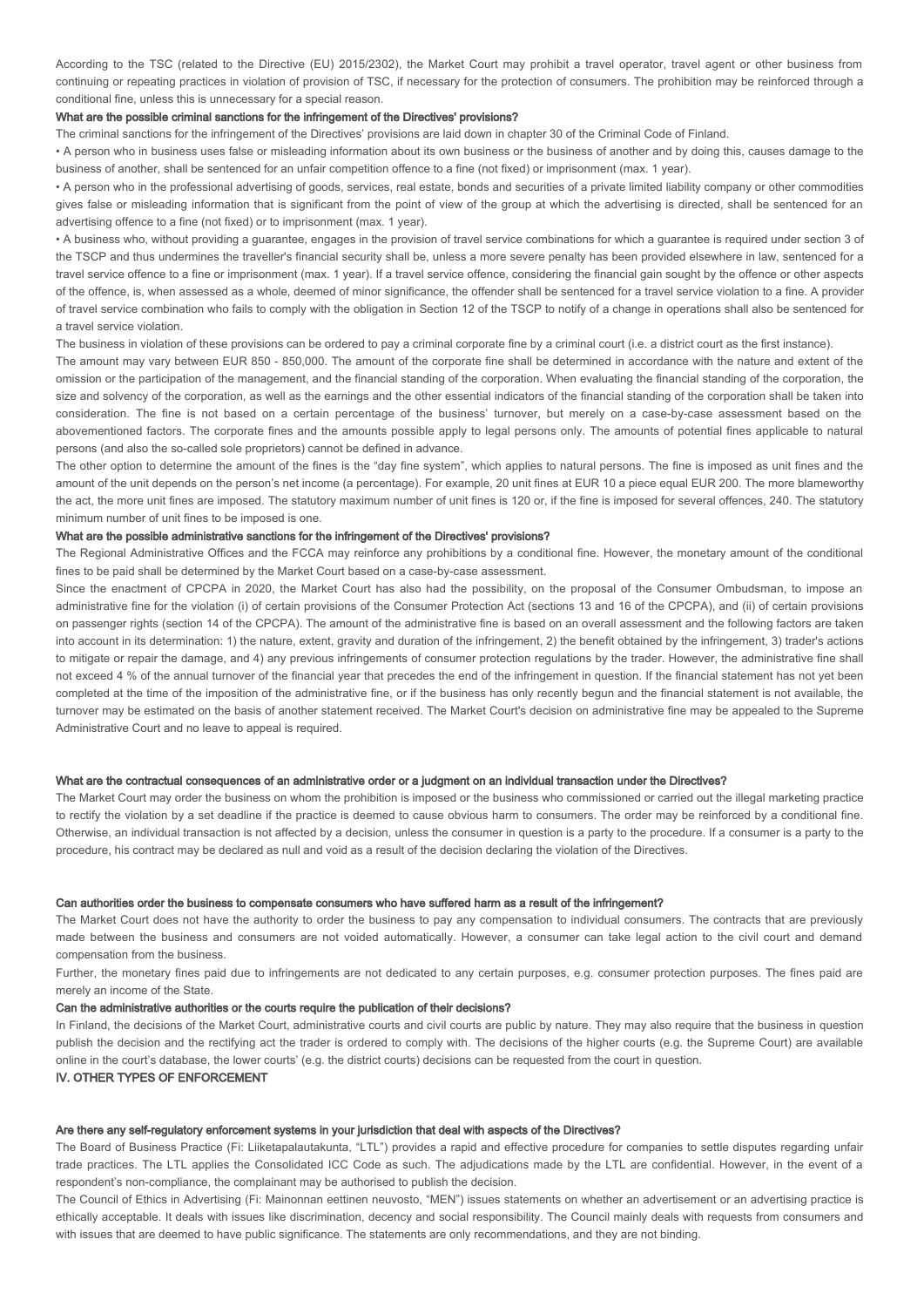According to the TSC (related to the Directive (EU) 2015/2302), the Market Court may prohibit a travel operator, travel agent or other business from continuing or repeating practices in violation of provision of TSC, if necessary for the protection of consumers. The prohibition may be reinforced through a conditional fine, unless this is unnecessary for a special reason.

#### What are the possible criminal sanctions for the infringement of the Directives' provisions?

The criminal sanctions for the infringement of the Directives' provisions are laid down in chapter 30 of the Criminal Code of Finland.

- A person who in business uses false or misleading information about its own business or the business of another and by doing this, causes damage to the business of another, shall be sentenced for an unfair competition offence to a fine (not fixed) or imprisonment (max. 1 year).
- A person who in the professional advertising of goods, services, real estate, bonds and securities of a private limited liability company or other commodities gives false or misleading information that is significant from the point of view of the group at which the advertising is directed, shall be sentenced for an advertising offence to a fine (not fixed) or to imprisonment (max. 1 year).
- A business who, without providing a guarantee, engages in the provision of travel service combinations for which a guarantee is required under section 3 of the TSCP and thus undermines the traveller's financial security shall be, unless a more severe penalty has been provided elsewhere in law, sentenced for a travel service offence to a fine or imprisonment (max. 1 year). If a travel service offence, considering the financial gain sought by the offence or other aspects of the offence, is, when assessed as a whole, deemed of minor significance, the offender shall be sentenced for a travel service violation to a fine. A provider of travel service combination who fails to comply with the obligation in Section 12 of the TSCP to notify of a change in operations shall also be sentenced for a travel service violation.

The business in violation of these provisions can be ordered to pay a criminal corporate fine by a criminal court (i.e. a district court as the first instance).

The amount may vary between EUR 850 - 850,000. The amount of the corporate fine shall be determined in accordance with the nature and extent of the omission or the participation of the management, and the financial standing of the corporation. When evaluating the financial standing of the corporation, the size and solvency of the corporation, as well as the earnings and the other essential indicators of the financial standing of the corporation shall be taken into consideration. The fine is not based on a certain percentage of the business' turnover, but merely on a case-by-case assessment based on the abovementioned factors. The corporate fines and the amounts possible apply to legal persons only. The amounts of potential fines applicable to natural persons (and also the so-called sole proprietors) cannot be defined in advance.

The other option to determine the amount of the fines is the "day fine system", which applies to natural persons. The fine is imposed as unit fines and the amount of the unit depends on the person's net income (a percentage). For example, 20 unit fines at EUR 10 a piece equal EUR 200. The more blameworthy the act, the more unit fines are imposed. The statutory maximum number of unit fines is 120 or, if the fine is imposed for several offences, 240. The statutory minimum number of unit fines to be imposed is one.

#### What are the possible administrative sanctions for the infringement of the Directives' provisions?

The Regional Administrative Offices and the FCCA may reinforce any prohibitions by a conditional fine. However, the monetary amount of the conditional fines to be paid shall be determined by the Market Court based on a case-by-case assessment.

Since the enactment of CPCPA in 2020, the Market Court has also had the possibility, on the proposal of the Consumer Ombudsman, to impose an administrative fine for the violation (i) of certain provisions of the Consumer Protection Act (sections 13 and 16 of the CPCPA), and (ii) of certain provisions on passenger rights (section 14 of the CPCPA). The amount of the administrative fine is based on an overall assessment and the following factors are taken into account in its determination: 1) the nature, extent, gravity and duration of the infringement, 2) the benefit obtained by the infringement, 3) trader's actions to mitigate or repair the damage, and 4) any previous infringements of consumer protection regulations by the trader. However, the administrative fine shall not exceed 4 % of the annual turnover of the financial year that precedes the end of the infringement in question. If the financial statement has not yet been completed at the time of the imposition of the administrative fine, or if the business has only recently begun and the financial statement is not available, the turnover may be estimated on the basis of another statement received. The Market Court's decision on administrative fine may be appealed to the Supreme Administrative Court and no leave to appeal is required.

#### What are the contractual consequences of an administrative order or a judgment on an individual transaction under the Directives?

The Market Court may order the business on whom the prohibition is imposed or the business who commissioned or carried out the illegal marketing practice to rectify the violation by a set deadline if the practice is deemed to cause obvious harm to consumers. The order may be reinforced by a conditional fine. Otherwise, an individual transaction is not affected by a decision, unless the consumer in question is a party to the procedure. If a consumer is a party to the procedure, his contract may be declared as null and void as a result of the decision declaring the violation of the Directives.

#### Can authorities order the business to compensate consumers who have suffered harm as a result of the infringement?

The Market Court does not have the authority to order the business to pay any compensation to individual consumers. The contracts that are previously made between the business and consumers are not voided automatically. However, a consumer can take legal action to the civil court and demand compensation from the business.

Further, the monetary fines paid due to infringements are not dedicated to any certain purposes, e.g. consumer protection purposes. The fines paid are merely an income of the State.

#### Can the administrative authorities or the courts require the publication of their decisions?

In Finland, the decisions of the Market Court, administrative courts and civil courts are public by nature. They may also require that the business in question publish the decision and the rectifying act the trader is ordered to comply with. The decisions of the higher courts (e.g. the Supreme Court) are available online in the court's database, the lower courts' (e.g. the district courts) decisions can be requested from the court in question.

## IV. OTHER TYPES OF ENFORCEMENT

#### Are there any self-regulatory enforcement systems in your jurisdiction that deal with aspects of the Directives?

The Board of Business Practice (Fi: Liiketapalautakunta, "LTL") provides a rapid and effective procedure for companies to settle disputes regarding unfair trade practices. The LTL applies the Consolidated ICC Code as such. The adjudications made by the LTL are confidential. However, in the event of a respondent's non-compliance, the complainant may be authorised to publish the decision.

The Council of Ethics in Advertising (Fi: Mainonnan eettinen neuvosto, "MEN") issues statements on whether an advertisement or an advertising practice is ethically acceptable. It deals with issues like discrimination, decency and social responsibility. The Council mainly deals with requests from consumers and with issues that are deemed to have public significance. The statements are only recommendations, and they are not binding.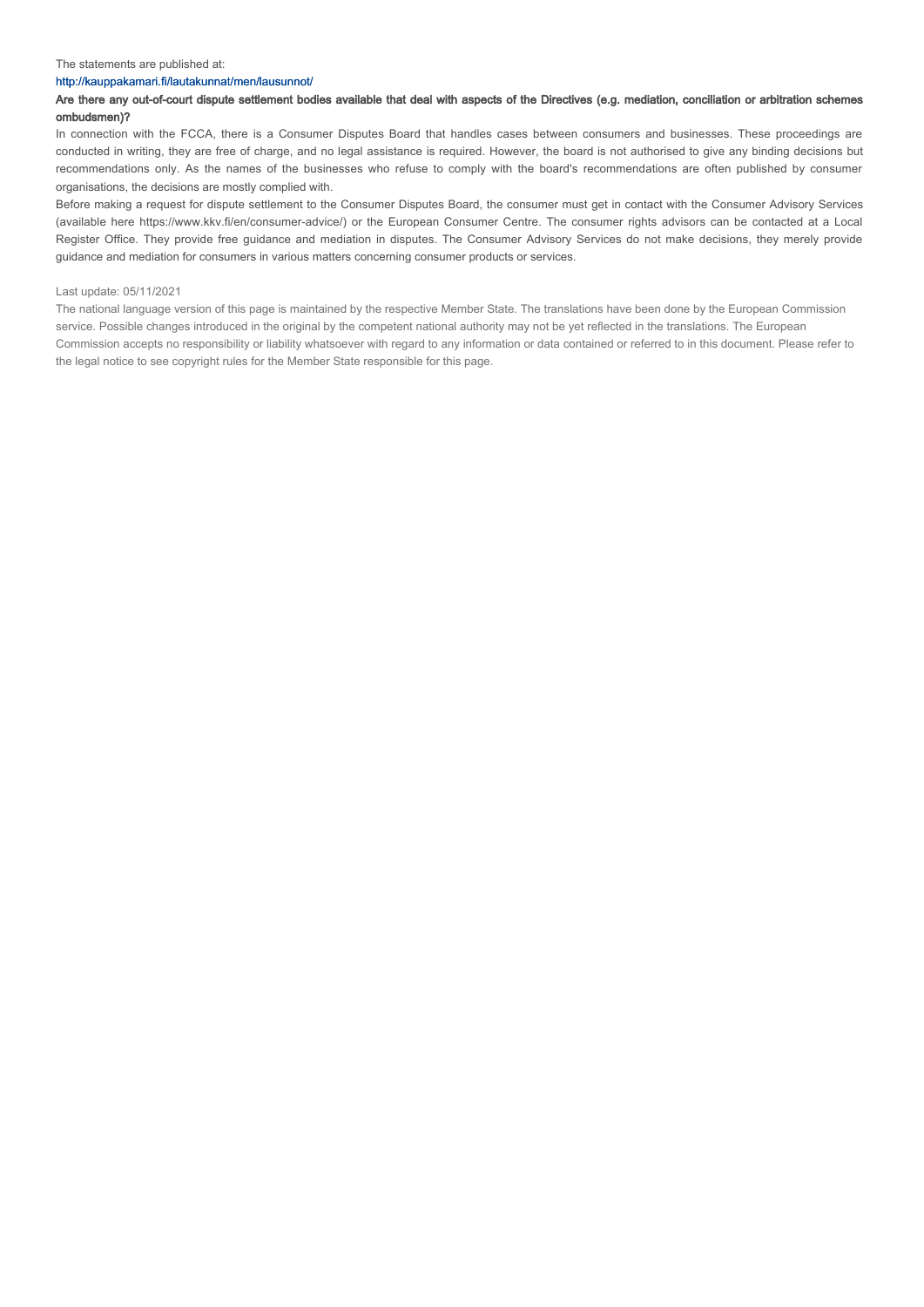The statements are published at:

http://kauppakamari.fi/lautakunnat/men/lausunnot/

**Are there any out-of-court dispute settlement bodies available that deal with aspects of the Directives (e.g. mediation, conciliation or arbitration schemes ombudsmen)?**

In connection with the FCCA, there is a Consumer Disputes Board that handles cases between consumers and businesses. These proceedings are conducted in writing, they are free of charge, and no legal assistance is required. However, the board is not authorised to give any binding decisions but recommendations only. As the names of the businesses who refuse to comply with the board's recommendations are often published by consumer organisations, the decisions are mostly complied with.

Before making a request for dispute settlement to the Consumer Disputes Board, the consumer must get in contact with the Consumer Advisory Services (available here https://www.kkv.fi/en/consumer-advice/) or the European Consumer Centre. The consumer rights advisors can be contacted at a Local Register Office. They provide free guidance and mediation in disputes. The Consumer Advisory Services do not make decisions, they merely provide guidance and mediation for consumers in various matters concerning consumer products or services.

Last update: 05/11/2021

The national language version of this page is maintained by the respective Member State. The translations have been done by the European Commission service. Possible changes introduced in the original by the competent national authority may not be yet reflected in the translations. The European Commission accepts no responsibility or liability whatsoever with regard to any information or data contained or referred to in this document. Please refer to the legal notice to see copyright rules for the Member State responsible for this page.